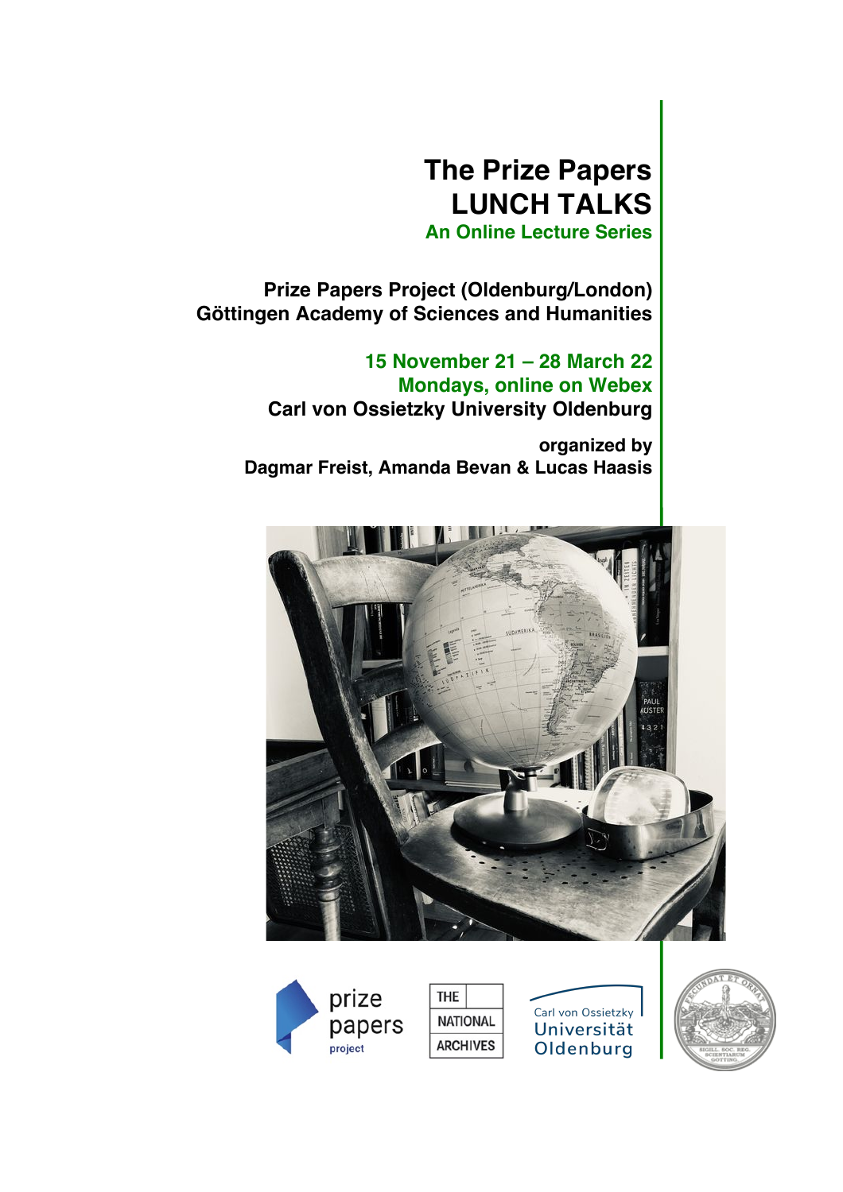# The Prize Papers LUNCH TALKS

## An Online Lecture Series

**Prize Papers Project (Oldenburg/London)**
**Göttingen Academy of Sciences and Humanities**

**15 November 21 – 28 March 22**
**Mondays, online on Webex**
**Carl von Ossietzky University Oldenburg**

**organized by**
**Dagmar Freist, Amanda Bevan & Lucas Haasis**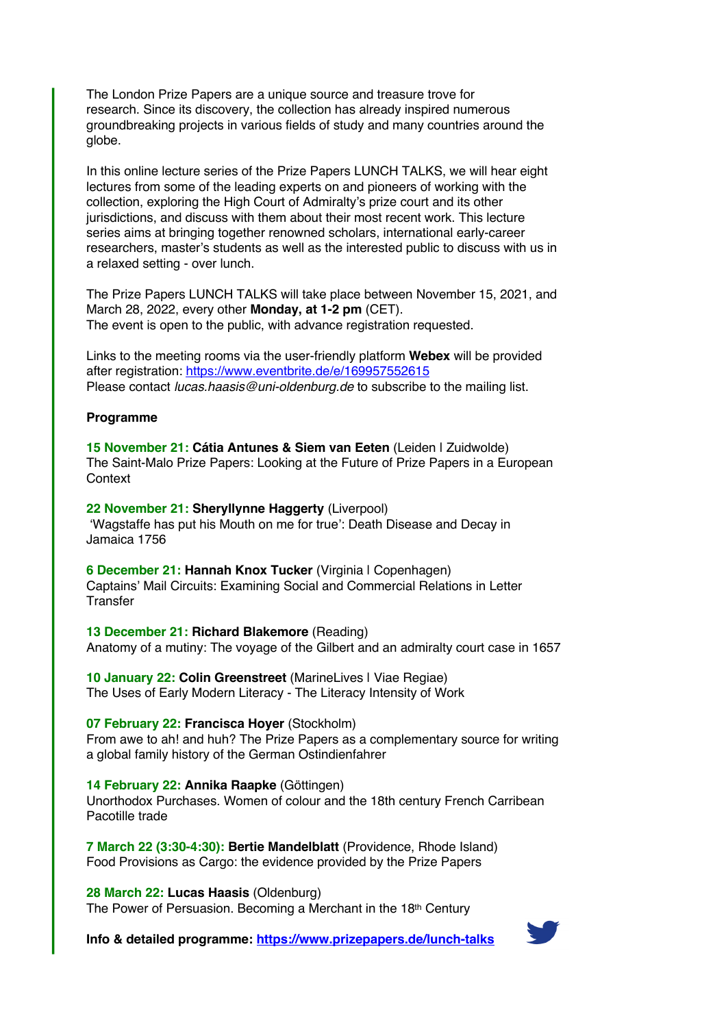The London Prize Papers are a unique source and treasure trove for research. Since its discovery, the collection has already inspired numerous groundbreaking projects in various fields of study and many countries around the globe.

In this online lecture series of the Prize Papers LUNCH TALKS, we will hear eight lectures from some of the leading experts on and pioneers of working with the collection, exploring the High Court of Admiralty's prize court and its other jurisdictions, and discuss with them about their most recent work. This lecture series aims at bringing together renowned scholars, international early-career researchers, master's students as well as the interested public to discuss with us in a relaxed setting - over lunch.

The Prize Papers LUNCH TALKS will take place between November 15, 2021, and March 28, 2022, every other **Monday, at 1-2 pm** (CET).
The event is open to the public, with advance registration requested.

Links to the meeting rooms via the user-friendly platform **Webex** will be provided after registration: https://www.eventbrite.de/e/169957552615
Please contact *lucas.haasis@uni-oldenburg.de* to subscribe to the mailing list.

**Programme**

**15 November 21: Cátia Antunes & Siem van Eeten** (Leiden | Zuidwolde)
The Saint-Malo Prize Papers: Looking at the Future of Prize Papers in a European Context

**22 November 21: Sheryllynne Haggerty** (Liverpool)
'Wagstaffe has put his Mouth on me for true': Death Disease and Decay in Jamaica 1756

**6 December 21: Hannah Knox Tucker** (Virginia | Copenhagen)
Captains' Mail Circuits: Examining Social and Commercial Relations in Letter Transfer

**13 December 21: Richard Blakemore** (Reading)
Anatomy of a mutiny: The voyage of the Gilbert and an admiralty court case in 1657

**10 January 22: Colin Greenstreet** (MarineLives | Viae Regiae)
The Uses of Early Modern Literacy - The Literacy Intensity of Work

**07 February 22: Francisca Hoyer** (Stockholm)
From awe to ah! and huh? The Prize Papers as a complementary source for writing a global family history of the German Ostindienfahrer

**14 February 22: Annika Raapke** (Göttingen)
Unorthodox Purchases. Women of colour and the 18th century French Carribean Pacotille trade

**7 March 22 (3:30-4:30): Bertie Mandelblatt** (Providence, Rhode Island)
Food Provisions as Cargo: the evidence provided by the Prize Papers

**28 March 22: Lucas Haasis** (Oldenburg)
The Power of Persuasion. Becoming a Merchant in the 18th Century

**Info & detailed programme: https://www.prizepapers.de/lunch-talks**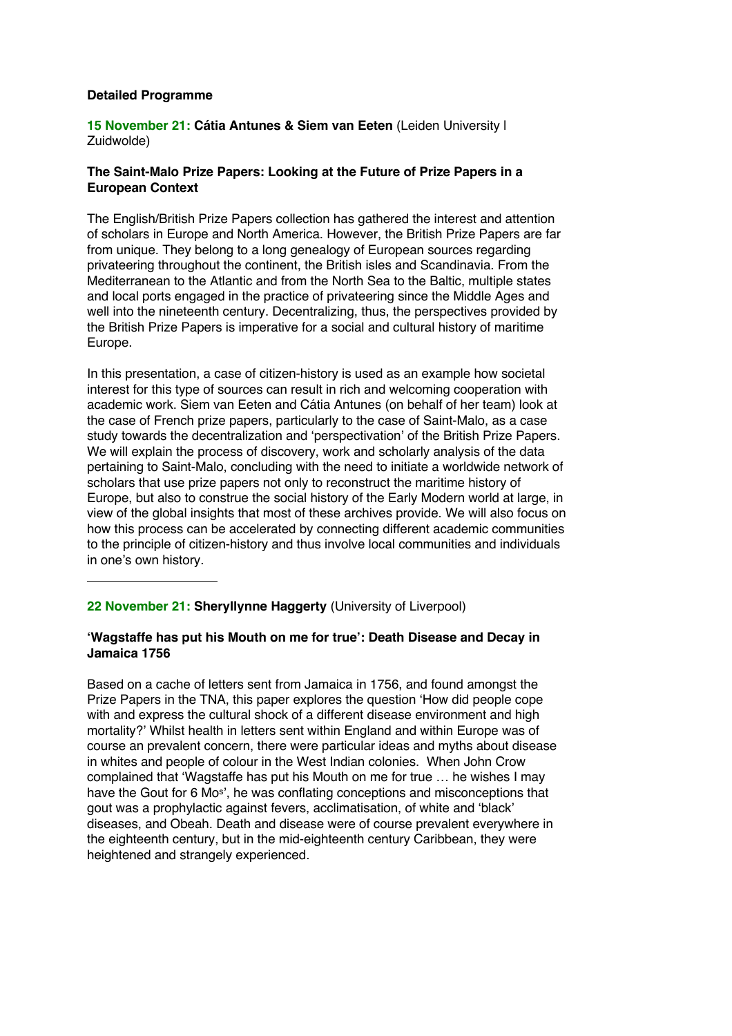**Detailed Programme**

**15 November 21: Cátia Antunes & Siem van Eeten** (Leiden University l Zuidwolde)

**The Saint-Malo Prize Papers: Looking at the Future of Prize Papers in a European Context**

The English/British Prize Papers collection has gathered the interest and attention of scholars in Europe and North America. However, the British Prize Papers are far from unique. They belong to a long genealogy of European sources regarding privateering throughout the continent, the British isles and Scandinavia. From the Mediterranean to the Atlantic and from the North Sea to the Baltic, multiple states and local ports engaged in the practice of privateering since the Middle Ages and well into the nineteenth century. Decentralizing, thus, the perspectives provided by the British Prize Papers is imperative for a social and cultural history of maritime Europe.

In this presentation, a case of citizen-history is used as an example how societal interest for this type of sources can result in rich and welcoming cooperation with academic work. Siem van Eeten and Cátia Antunes (on behalf of her team) look at the case of French prize papers, particularly to the case of Saint-Malo, as a case study towards the decentralization and 'perspectivation' of the British Prize Papers. We will explain the process of discovery, work and scholarly analysis of the data pertaining to Saint-Malo, concluding with the need to initiate a worldwide network of scholars that use prize papers not only to reconstruct the maritime history of Europe, but also to construe the social history of the Early Modern world at large, in view of the global insights that most of these archives provide. We will also focus on how this process can be accelerated by connecting different academic communities to the principle of citizen-history and thus involve local communities and individuals in one's own history.

---

**22 November 21: Sheryllynne Haggerty** (University of Liverpool)

**'Wagstaffe has put his Mouth on me for true': Death Disease and Decay in Jamaica 1756**

Based on a cache of letters sent from Jamaica in 1756, and found amongst the Prize Papers in the TNA, this paper explores the question 'How did people cope with and express the cultural shock of a different disease environment and high mortality?' Whilst health in letters sent within England and within Europe was of course an prevalent concern, there were particular ideas and myths about disease in whites and people of colour in the West Indian colonies. When John Crow complained that 'Wagstaffe has put his Mouth on me for true … he wishes I may have the Gout for 6 Mo^s^', he was conflating conceptions and misconceptions that gout was a prophylactic against fevers, acclimatisation, of white and 'black' diseases, and Obeah. Death and disease were of course prevalent everywhere in the eighteenth century, but in the mid-eighteenth century Caribbean, they were heightened and strangely experienced.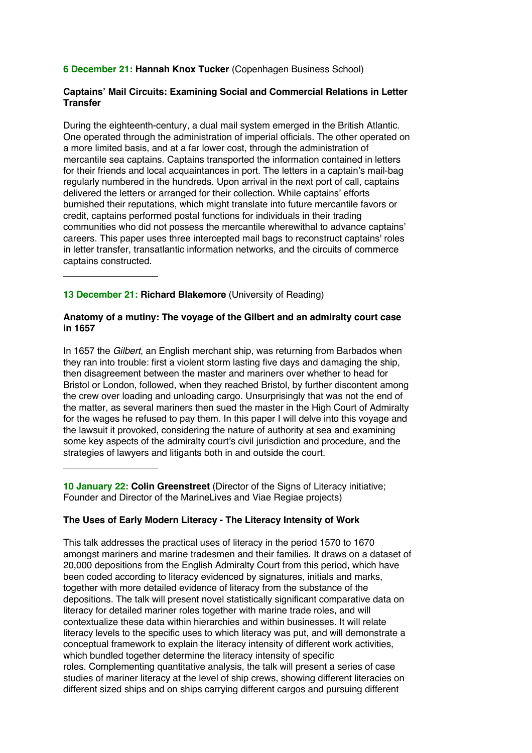**6 December 21: Hannah Knox Tucker** (Copenhagen Business School)

**Captains' Mail Circuits: Examining Social and Commercial Relations in Letter Transfer**

During the eighteenth-century, a dual mail system emerged in the British Atlantic. One operated through the administration of imperial officials. The other operated on a more limited basis, and at a far lower cost, through the administration of mercantile sea captains. Captains transported the information contained in letters for their friends and local acquaintances in port. The letters in a captain's mail-bag regularly numbered in the hundreds. Upon arrival in the next port of call, captains delivered the letters or arranged for their collection. While captains' efforts burnished their reputations, which might translate into future mercantile favors or credit, captains performed postal functions for individuals in their trading communities who did not possess the mercantile wherewithal to advance captains' careers. This paper uses three intercepted mail bags to reconstruct captains' roles in letter transfer, transatlantic information networks, and the circuits of commerce captains constructed.

---

**13 December 21: Richard Blakemore** (University of Reading)

**Anatomy of a mutiny: The voyage of the Gilbert and an admiralty court case in 1657**

In 1657 the *Gilbert*, an English merchant ship, was returning from Barbados when they ran into trouble: first a violent storm lasting five days and damaging the ship, then disagreement between the master and mariners over whether to head for Bristol or London, followed, when they reached Bristol, by further discontent among the crew over loading and unloading cargo. Unsurprisingly that was not the end of the matter, as several mariners then sued the master in the High Court of Admiralty for the wages he refused to pay them. In this paper I will delve into this voyage and the lawsuit it provoked, considering the nature of authority at sea and examining some key aspects of the admiralty court's civil jurisdiction and procedure, and the strategies of lawyers and litigants both in and outside the court.

---

**10 January 22: Colin Greenstreet** (Director of the Signs of Literacy initiative; Founder and Director of the MarineLives and Viae Regiae projects)

**The Uses of Early Modern Literacy - The Literacy Intensity of Work**

This talk addresses the practical uses of literacy in the period 1570 to 1670 amongst mariners and marine tradesmen and their families. It draws on a dataset of 20,000 depositions from the English Admiralty Court from this period, which have been coded according to literacy evidenced by signatures, initials and marks, together with more detailed evidence of literacy from the substance of the depositions. The talk will present novel statistically significant comparative data on literacy for detailed mariner roles together with marine trade roles, and will contextualize these data within hierarchies and within businesses. It will relate literacy levels to the specific uses to which literacy was put, and will demonstrate a conceptual framework to explain the literacy intensity of different work activities, which bundled together determine the literacy intensity of specific roles. Complementing quantitative analysis, the talk will present a series of case studies of mariner literacy at the level of ship crews, showing different literacies on different sized ships and on ships carrying different cargos and pursuing different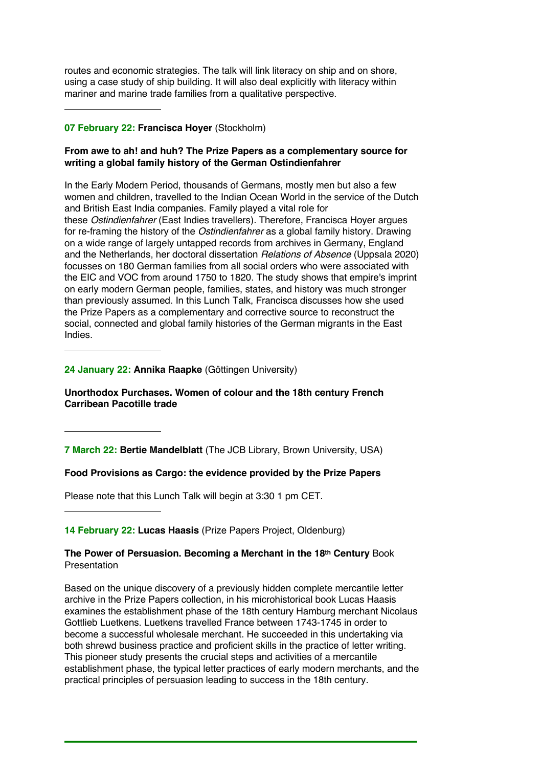routes and economic strategies. The talk will link literacy on ship and on shore, using a case study of ship building. It will also deal explicitly with literacy within mariner and marine trade families from a qualitative perspective.

---

**07 February 22: Francisca Hoyer** (Stockholm)

**From awe to ah! and huh? The Prize Papers as a complementary source for writing a global family history of the German Ostindienfahrer**

In the Early Modern Period, thousands of Germans, mostly men but also a few women and children, travelled to the Indian Ocean World in the service of the Dutch and British East India companies. Family played a vital role for these *Ostindienfahrer* (East Indies travellers). Therefore, Francisca Hoyer argues for re-framing the history of the *Ostindienfahrer* as a global family history. Drawing on a wide range of largely untapped records from archives in Germany, England and the Netherlands, her doctoral dissertation *Relations of Absence* (Uppsala 2020) focusses on 180 German families from all social orders who were associated with the EIC and VOC from around 1750 to 1820. The study shows that empire's imprint on early modern German people, families, states, and history was much stronger than previously assumed. In this Lunch Talk, Francisca discusses how she used the Prize Papers as a complementary and corrective source to reconstruct the social, connected and global family histories of the German migrants in the East Indies.

---

**24 January 22: Annika Raapke** (Göttingen University)

**Unorthodox Purchases. Women of colour and the 18th century French Carribean Pacotille trade**

---

**7 March 22: Bertie Mandelblatt** (The JCB Library, Brown University, USA)

**Food Provisions as Cargo: the evidence provided by the Prize Papers**

Please note that this Lunch Talk will begin at 3:30 1 pm CET.

---

**14 February 22: Lucas Haasis** (Prize Papers Project, Oldenburg)

**The Power of Persuasion. Becoming a Merchant in the 18th Century** Book Presentation

Based on the unique discovery of a previously hidden complete mercantile letter archive in the Prize Papers collection, in his microhistorical book Lucas Haasis examines the establishment phase of the 18th century Hamburg merchant Nicolaus Gottlieb Luetkens. Luetkens travelled France between 1743-1745 in order to become a successful wholesale merchant. He succeeded in this undertaking via both shrewd business practice and proficient skills in the practice of letter writing. This pioneer study presents the crucial steps and activities of a mercantile establishment phase, the typical letter practices of early modern merchants, and the practical principles of persuasion leading to success in the 18th century.